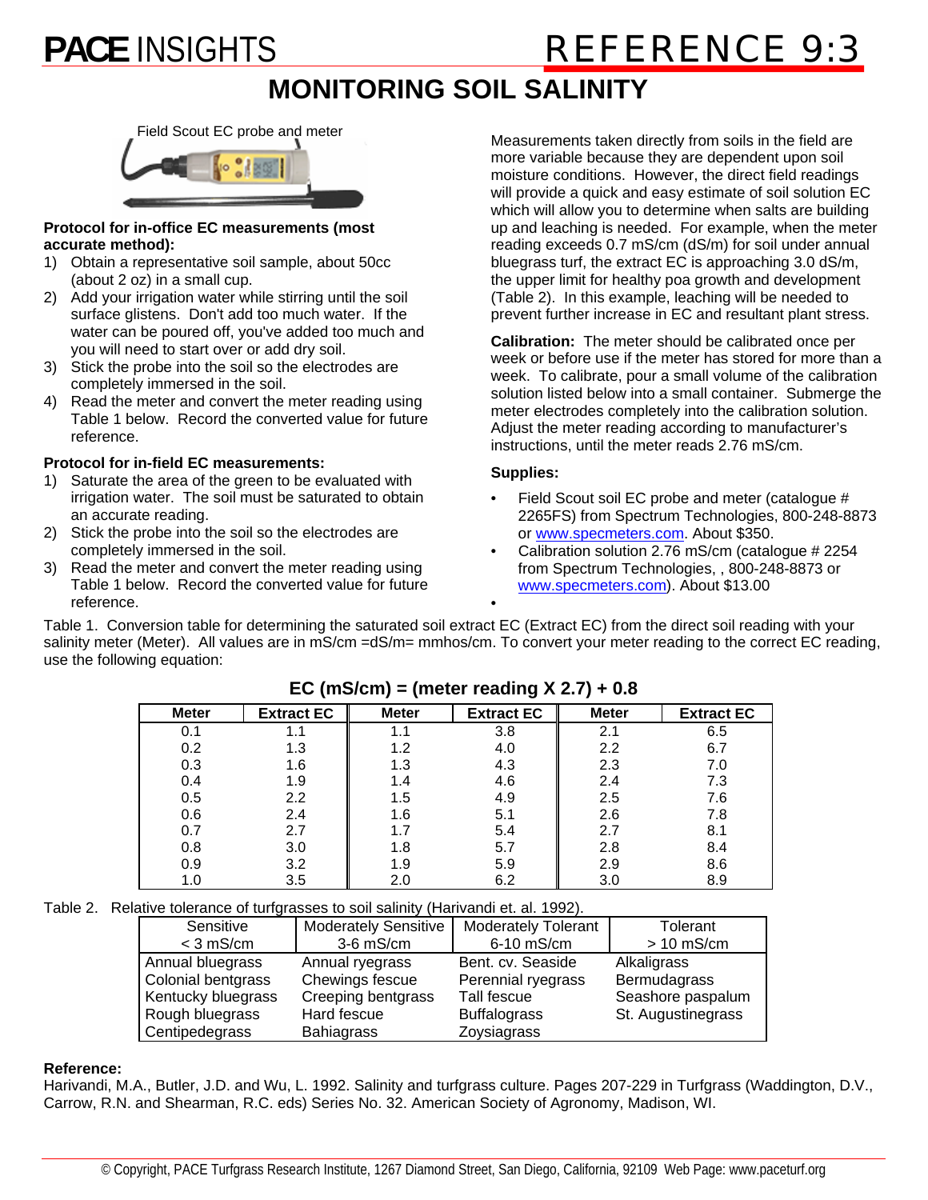# MONITORING SOIL SALINITY

Field Scout EC probe and meter

**Protocol for in-office EC measurements (most accurate method):**

1) Obtain a representative soil sample, about 50cc (about 2 oz) in a small cup.
2) Add your irrigation water while stirring until the soil surface glistens. Don't add too much water. If the water can be poured off, you've added too much and you will need to start over or add dry soil.
3) Stick the probe into the soil so the electrodes are completely immersed in the soil.
4) Read the meter and convert the meter reading using Table 1 below. Record the converted value for future reference.

**Protocol for in-field EC measurements:**

1) Saturate the area of the green to be evaluated with irrigation water. The soil must be saturated to obtain an accurate reading.
2) Stick the probe into the soil so the electrodes are completely immersed in the soil.
3) Read the meter and convert the meter reading using Table 1 below. Record the converted value for future reference.

Measurements taken directly from soils in the field are more variable because they are dependent upon soil moisture conditions. However, the direct field readings will provide a quick and easy estimate of soil solution EC which will allow you to determine when salts are building up and leaching is needed. For example, when the meter reading exceeds 0.7 mS/cm (dS/m) for soil under annual bluegrass turf, the extract EC is approaching 3.0 dS/m, the upper limit for healthy poa growth and development (Table 2). In this example, leaching will be needed to prevent further increase in EC and resultant plant stress.

**Calibration:** The meter should be calibrated once per week or before use if the meter has stored for more than a week. To calibrate, pour a small volume of the calibration solution listed below into a small container. Submerge the meter electrodes completely into the calibration solution. Adjust the meter reading according to manufacturer's instructions, until the meter reads 2.76 mS/cm.

**Supplies:**

- Field Scout soil EC probe and meter (catalogue # 2265FS) from Spectrum Technologies, 800-248-8873 or www.specmeters.com. About $350.
- Calibration solution 2.76 mS/cm (catalogue # 2254 from Spectrum Technologies, , 800-248-8873 or www.specmeters.com). About $13.00

Table 1. Conversion table for determining the saturated soil extract EC (Extract EC) from the direct soil reading with your salinity meter (Meter). All values are in mS/cm =dS/m= mmhos/cm. To convert your meter reading to the correct EC reading, use the following equation:

$$\textbf{EC (mS/cm) = (meter reading X 2.7) + 0.8}$$

| Meter | Extract EC | Meter | Extract EC | Meter | Extract EC |
|---|---|---|---|---|---|
| 0.1 | 1.1 | 1.1 | 3.8 | 2.1 | 6.5 |
| 0.2 | 1.3 | 1.2 | 4.0 | 2.2 | 6.7 |
| 0.3 | 1.6 | 1.3 | 4.3 | 2.3 | 7.0 |
| 0.4 | 1.9 | 1.4 | 4.6 | 2.4 | 7.3 |
| 0.5 | 2.2 | 1.5 | 4.9 | 2.5 | 7.6 |
| 0.6 | 2.4 | 1.6 | 5.1 | 2.6 | 7.8 |
| 0.7 | 2.7 | 1.7 | 5.4 | 2.7 | 8.1 |
| 0.8 | 3.0 | 1.8 | 5.7 | 2.8 | 8.4 |
| 0.9 | 3.2 | 1.9 | 5.9 | 2.9 | 8.6 |
| 1.0 | 3.5 | 2.0 | 6.2 | 3.0 | 8.9 |

Table 2. Relative tolerance of turfgrasses to soil salinity (Harivandi et. al. 1992).

| Sensitive < 3 mS/cm | Moderately Sensitive 3-6 mS/cm | Moderately Tolerant 6-10 mS/cm | Tolerant > 10 mS/cm |
|---|---|---|---|
| Annual bluegrass | Annual ryegrass | Bent. cv. Seaside | Alkaligrass |
| Colonial bentgrass | Chewings fescue | Perennial ryegrass | Bermudagrass |
| Kentucky bluegrass | Creeping bentgrass | Tall fescue | Seashore paspalum |
| Rough bluegrass | Hard fescue | Buffalograss | St. Augustinegrass |
| Centipedegrass | Bahiagrass | Zoysiagrass | |

**Reference:**

Harivandi, M.A., Butler, J.D. and Wu, L. 1992. Salinity and turfgrass culture. Pages 207-229 in Turfgrass (Waddington, D.V., Carrow, R.N. and Shearman, R.C. eds) Series No. 32. American Society of Agronomy, Madison, WI.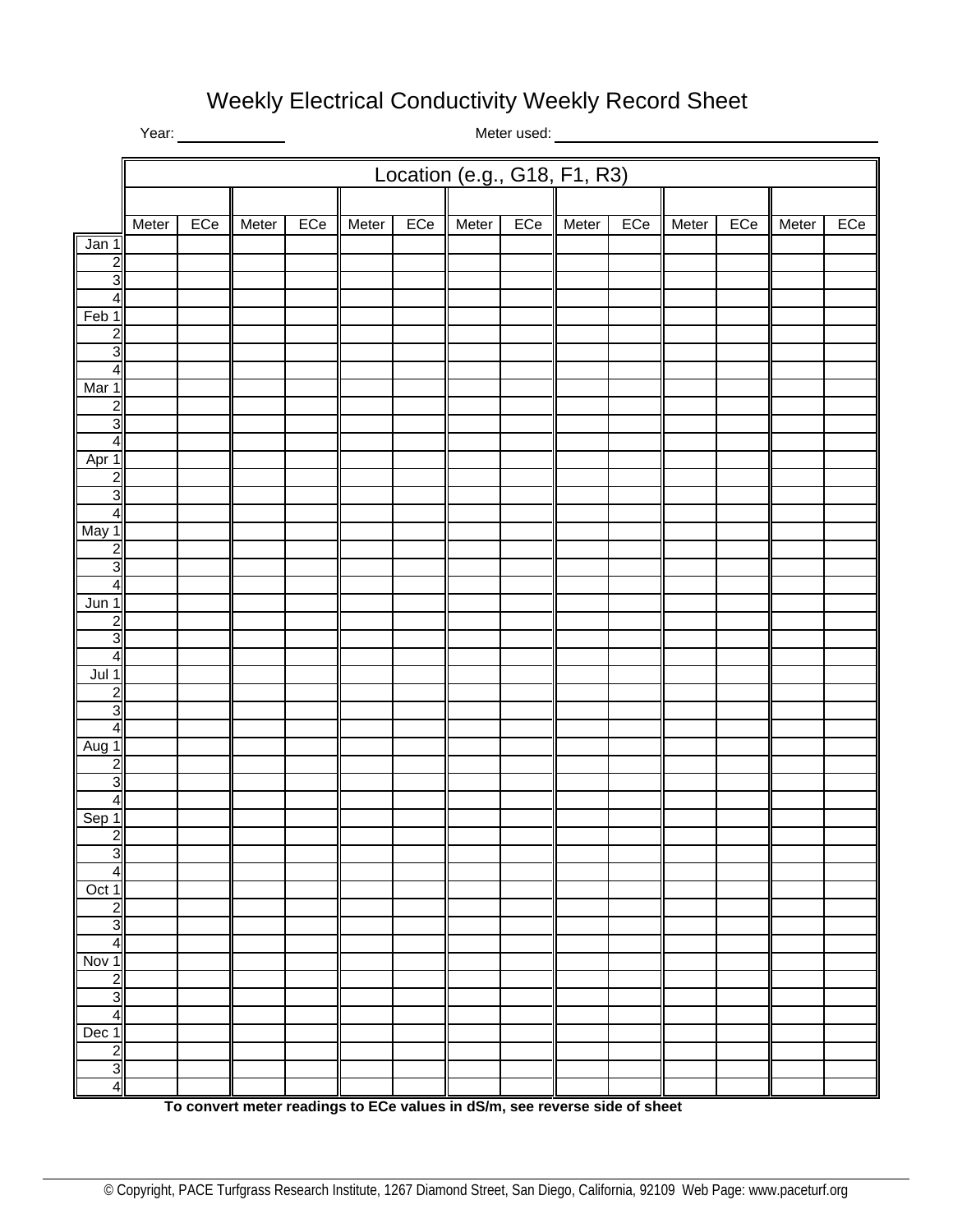# Weekly Electrical Conductivity Weekly Record Sheet

Year: ____________ Meter used: ______________________________________

| | Location (e.g., G18, F1, R3) | | | | | | | | | | | | | |
|---|---|---|---|---|---|---|---|---|---|---|---|---|---|---|
| | | | | | | | | | | | | | | |
| | Meter | ECe | Meter | ECe | Meter | ECe | Meter | ECe | Meter | ECe | Meter | ECe | Meter | ECe |
| Jan 1 | | | | | | | | | | | | | | |
| 2 | | | | | | | | | | | | | | |
| 3 | | | | | | | | | | | | | | |
| 4 | | | | | | | | | | | | | | |
| Feb 1 | | | | | | | | | | | | | | |
| 2 | | | | | | | | | | | | | | |
| 3 | | | | | | | | | | | | | | |
| 4 | | | | | | | | | | | | | | |
| Mar 1 | | | | | | | | | | | | | | |
| 2 | | | | | | | | | | | | | | |
| 3 | | | | | | | | | | | | | | |
| 4 | | | | | | | | | | | | | | |
| Apr 1 | | | | | | | | | | | | | | |
| 2 | | | | | | | | | | | | | | |
| 3 | | | | | | | | | | | | | | |
| 4 | | | | | | | | | | | | | | |
| May 1 | | | | | | | | | | | | | | |
| 2 | | | | | | | | | | | | | | |
| 3 | | | | | | | | | | | | | | |
| 4 | | | | | | | | | | | | | | |
| Jun 1 | | | | | | | | | | | | | | |
| 2 | | | | | | | | | | | | | | |
| 3 | | | | | | | | | | | | | | |
| 4 | | | | | | | | | | | | | | |
| Jul 1 | | | | | | | | | | | | | | |
| 2 | | | | | | | | | | | | | | |
| 3 | | | | | | | | | | | | | | |
| 4 | | | | | | | | | | | | | | |
| Aug 1 | | | | | | | | | | | | | | |
| 2 | | | | | | | | | | | | | | |
| 3 | | | | | | | | | | | | | | |
| 4 | | | | | | | | | | | | | | |
| Sep 1 | | | | | | | | | | | | | | |
| 2 | | | | | | | | | | | | | | |
| 3 | | | | | | | | | | | | | | |
| 4 | | | | | | | | | | | | | | |
| Oct 1 | | | | | | | | | | | | | | |
| 2 | | | | | | | | | | | | | | |
| 3 | | | | | | | | | | | | | | |
| 4 | | | | | | | | | | | | | | |
| Nov 1 | | | | | | | | | | | | | | |
| 2 | | | | | | | | | | | | | | |
| 3 | | | | | | | | | | | | | | |
| 4 | | | | | | | | | | | | | | |
| Dec 1 | | | | | | | | | | | | | | |
| 2 | | | | | | | | | | | | | | |
| 3 | | | | | | | | | | | | | | |
| 4 | | | | | | | | | | | | | | |

**To convert meter readings to ECe values in dS/m, see reverse side of sheet**

© Copyright, PACE Turfgrass Research Institute, 1267 Diamond Street, San Diego, California, 92109 Web Page: www.paceturf.org